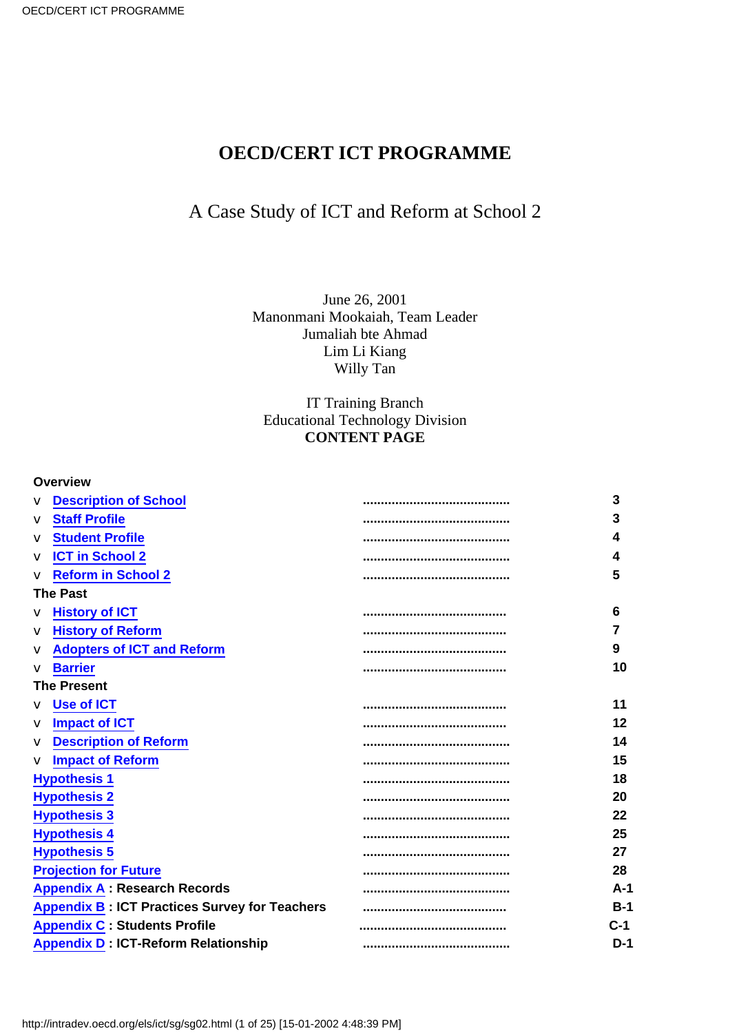# OECD/CERT ICT PROGRAMME

## A Case Study of ICT and Reform at School 2

June 26, 2001
Manonmani Mookaiah, Team Leader
Jumaliah bte Ahmad
Lim Li Kiang
Willy Tan

IT Training Branch
Educational Technology Division

**CONTENT PAGE**

| | | |
|---|---|---|
| **Overview** | | |
| v Description of School | ........................................ | 3 |
| v Staff Profile | ........................................ | 3 |
| v Student Profile | ........................................ | 4 |
| v ICT in School 2 | ........................................ | 4 |
| v Reform in School 2 | ........................................ | 5 |
| **The Past** | | |
| v History of ICT | ........................................ | 6 |
| v History of Reform | ........................................ | 7 |
| v Adopters of ICT and Reform | ........................................ | 9 |
| v Barrier | ........................................ | 10 |
| **The Present** | | |
| v Use of ICT | ........................................ | 11 |
| v Impact of ICT | ........................................ | 12 |
| v Description of Reform | ........................................ | 14 |
| v Impact of Reform | ........................................ | 15 |
| Hypothesis 1 | ........................................ | 18 |
| Hypothesis 2 | ........................................ | 20 |
| Hypothesis 3 | ........................................ | 22 |
| Hypothesis 4 | ........................................ | 25 |
| Hypothesis 5 | ........................................ | 27 |
| Projection for Future | ........................................ | 28 |
| Appendix A : Research Records | ........................................ | A-1 |
| Appendix B : ICT Practices Survey for Teachers | ........................................ | B-1 |
| Appendix C : Students Profile | ........................................ | C-1 |
| Appendix D : ICT-Reform Relationship | ........................................ | D-1 |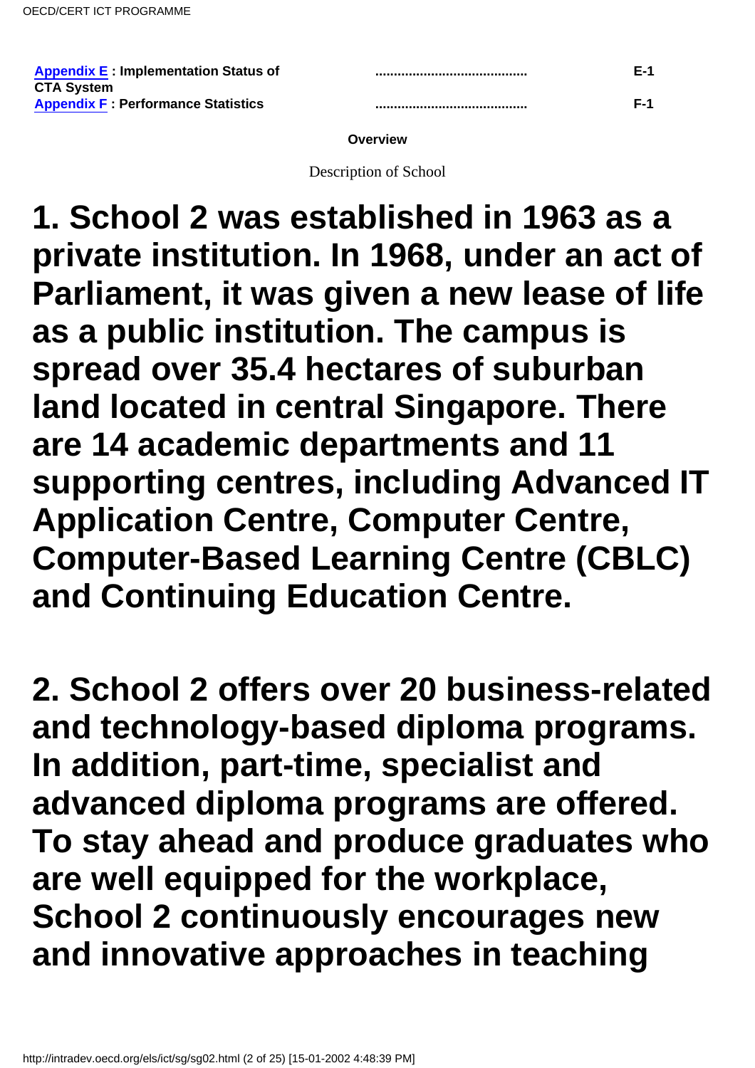| | | |
|---|---|---|
| **Appendix E : Implementation Status of CTA System** | **.........................................** | **E-1** |
| **Appendix F : Performance Statistics** | **.........................................** | **F-1** |

**Overview**

Description of School

**1. School 2 was established in 1963 as a private institution. In 1968, under an act of Parliament, it was given a new lease of life as a public institution. The campus is spread over 35.4 hectares of suburban land located in central Singapore. There are 14 academic departments and 11 supporting centres, including Advanced IT Application Centre, Computer Centre, Computer-Based Learning Centre (CBLC) and Continuing Education Centre.**

**2. School 2 offers over 20 business-related and technology-based diploma programs. In addition, part-time, specialist and advanced diploma programs are offered. To stay ahead and produce graduates who are well equipped for the workplace, School 2 continuously encourages new and innovative approaches in teaching**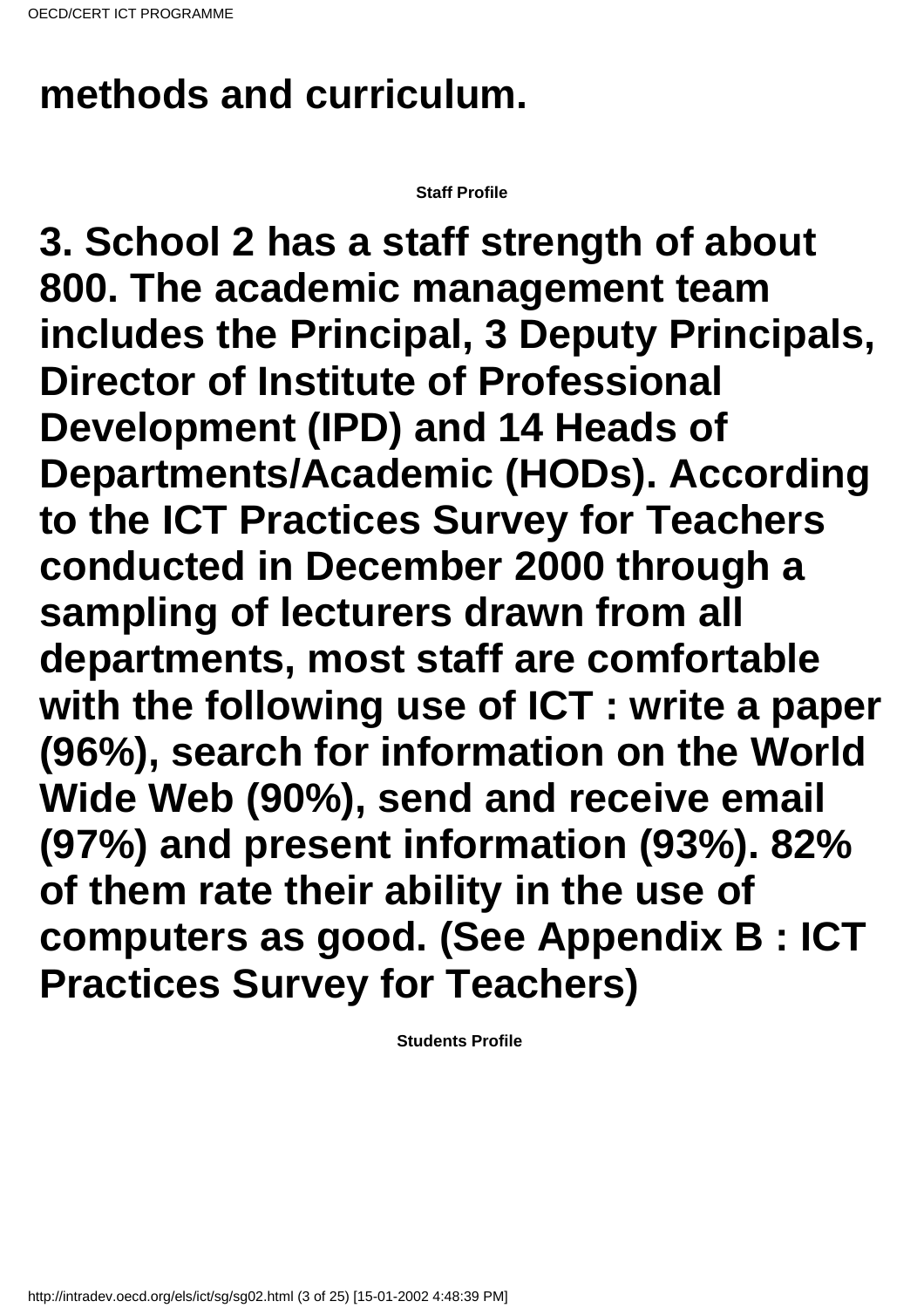**methods and curriculum.**

**Staff Profile**

**3. School 2 has a staff strength of about 800. The academic management team includes the Principal, 3 Deputy Principals, Director of Institute of Professional Development (IPD) and 14 Heads of Departments/Academic (HODs). According to the ICT Practices Survey for Teachers conducted in December 2000 through a sampling of lecturers drawn from all departments, most staff are comfortable with the following use of ICT : write a paper (96%), search for information on the World Wide Web (90%), send and receive email (97%) and present information (93%). 82% of them rate their ability in the use of computers as good. (See Appendix B : ICT Practices Survey for Teachers)**

**Students Profile**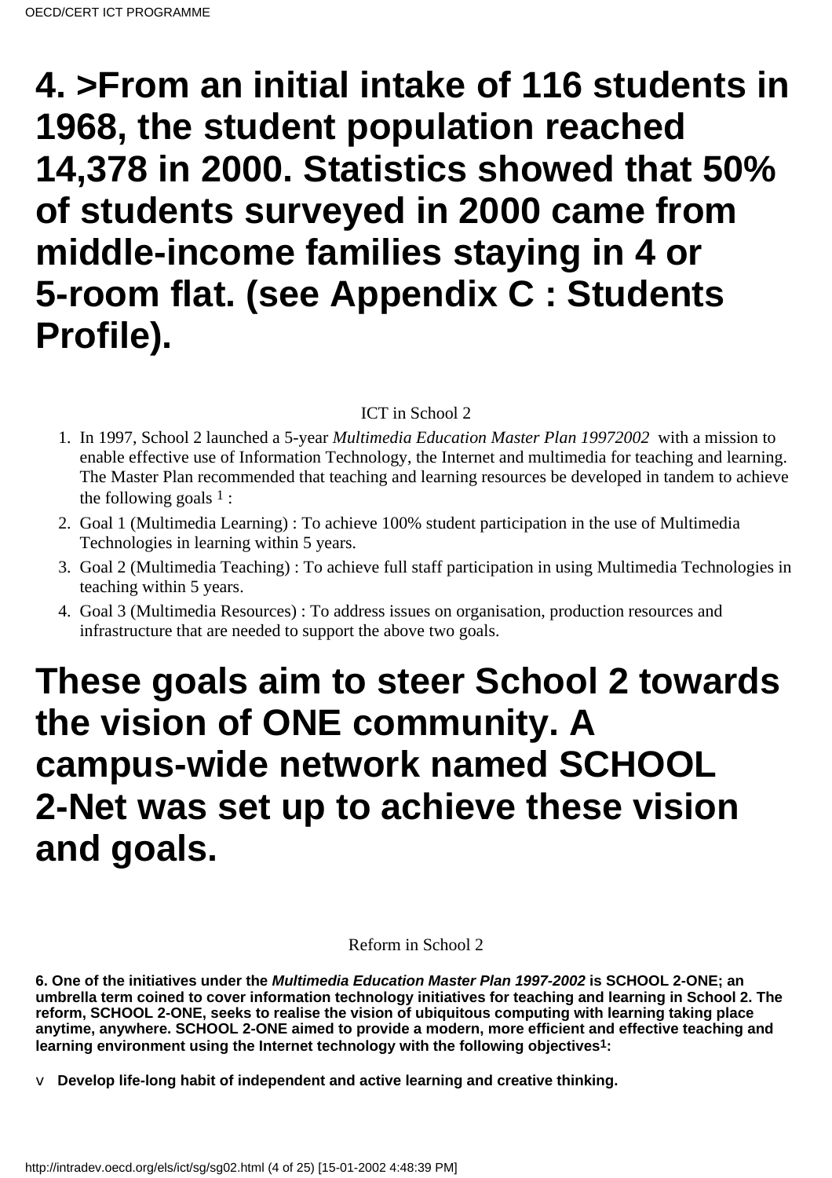# 4. >From an initial intake of 116 students in 1968, the student population reached 14,378 in 2000. Statistics showed that 50% of students surveyed in 2000 came from middle-income families staying in 4 or 5-room flat. (see Appendix C : Students Profile).

ICT in School 2

1. In 1997, School 2 launched a 5-year *Multimedia Education Master Plan 19972002* with a mission to enable effective use of Information Technology, the Internet and multimedia for teaching and learning. The Master Plan recommended that teaching and learning resources be developed in tandem to achieve the following goals [1] :
2. Goal 1 (Multimedia Learning) : To achieve 100% student participation in the use of Multimedia Technologies in learning within 5 years.
3. Goal 2 (Multimedia Teaching) : To achieve full staff participation in using Multimedia Technologies in teaching within 5 years.
4. Goal 3 (Multimedia Resources) : To address issues on organisation, production resources and infrastructure that are needed to support the above two goals.

# These goals aim to steer School 2 towards the vision of ONE community. A campus-wide network named SCHOOL 2-Net was set up to achieve these vision and goals.

Reform in School 2

**6. One of the initiatives under the *Multimedia Education Master Plan 1997-2002* is SCHOOL 2-ONE; an umbrella term coined to cover information technology initiatives for teaching and learning in School 2. The reform, SCHOOL 2-ONE, seeks to realise the vision of ubiquitous computing with learning taking place anytime, anywhere. SCHOOL 2-ONE aimed to provide a modern, more efficient and effective teaching and learning environment using the Internet technology with the following objectives[1]:**

v **Develop life-long habit of independent and active learning and creative thinking.**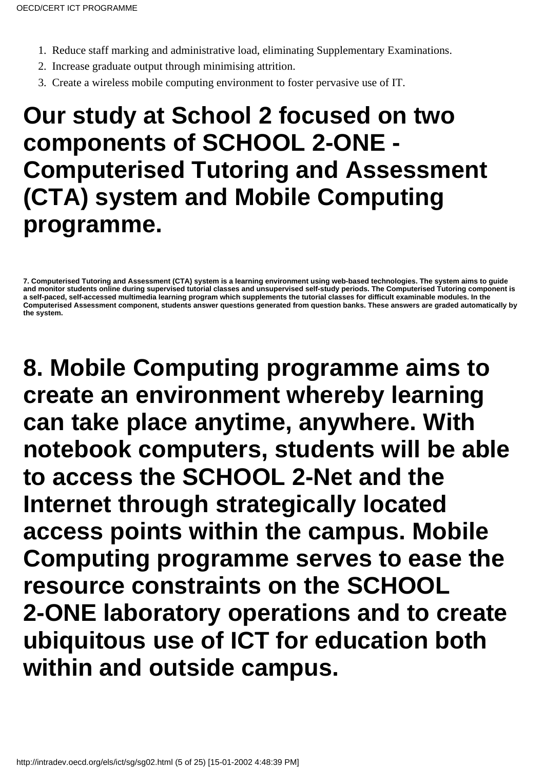1. Reduce staff marking and administrative load, eliminating Supplementary Examinations.
2. Increase graduate output through minimising attrition.
3. Create a wireless mobile computing environment to foster pervasive use of IT.

# Our study at School 2 focused on two components of SCHOOL 2-ONE - Computerised Tutoring and Assessment (CTA) system and Mobile Computing programme.

**7. Computerised Tutoring and Assessment (CTA) system is a learning environment using web-based technologies. The system aims to guide and monitor students online during supervised tutorial classes and unsupervised self-study periods. The Computerised Tutoring component is a self-paced, self-accessed multimedia learning program which supplements the tutorial classes for difficult examinable modules. In the Computerised Assessment component, students answer questions generated from question banks. These answers are graded automatically by the system.**

# 8. Mobile Computing programme aims to create an environment whereby learning can take place anytime, anywhere. With notebook computers, students will be able to access the SCHOOL 2-Net and the Internet through strategically located access points within the campus. Mobile Computing programme serves to ease the resource constraints on the SCHOOL 2-ONE laboratory operations and to create ubiquitous use of ICT for education both within and outside campus.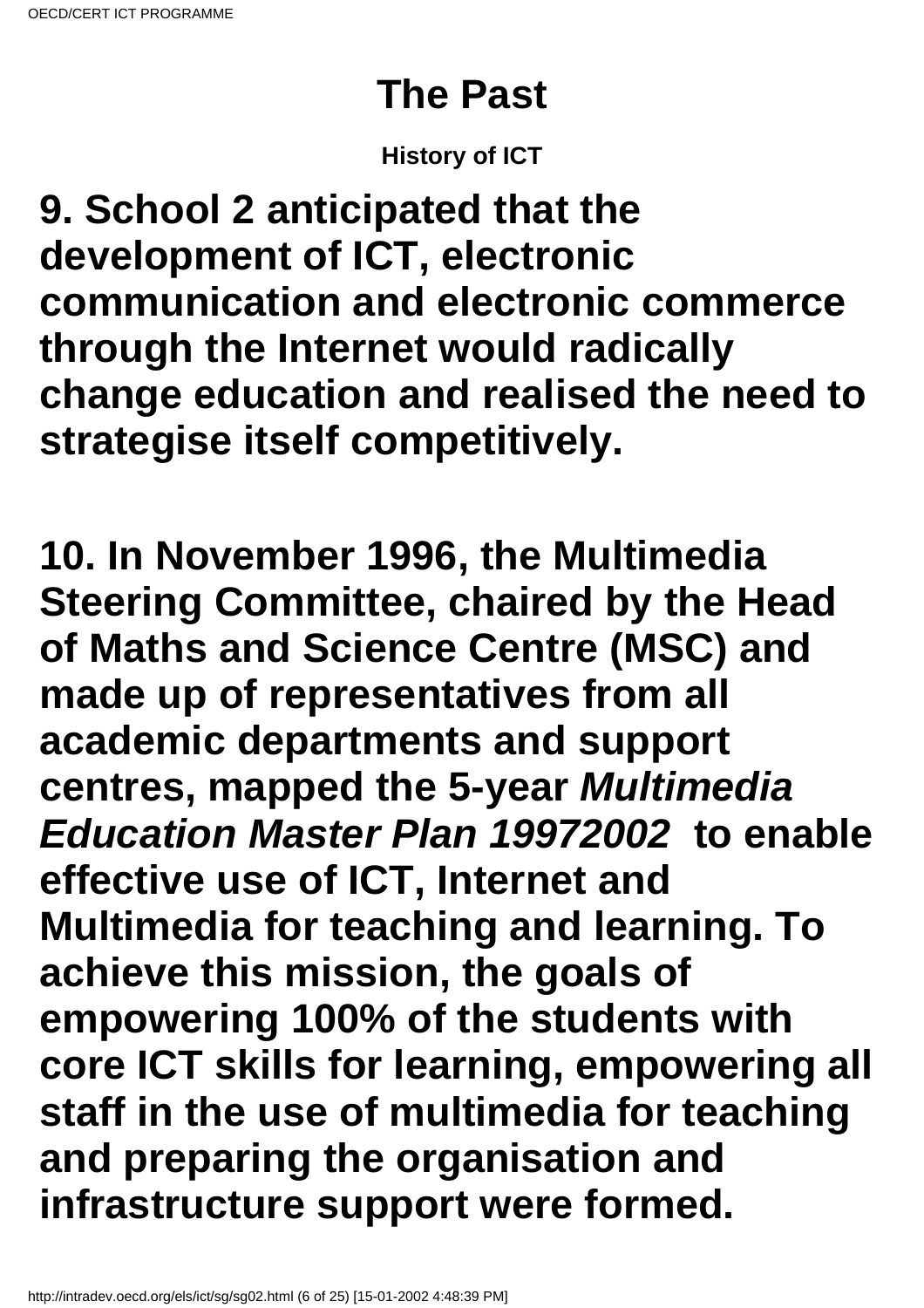# The Past

**History of ICT**

**9. School 2 anticipated that the development of ICT, electronic communication and electronic commerce through the Internet would radically change education and realised the need to strategise itself competitively.**

**10. In November 1996, the Multimedia Steering Committee, chaired by the Head of Maths and Science Centre (MSC) and made up of representatives from all academic departments and support centres, mapped the 5-year *Multimedia Education Master Plan 19972002* to enable effective use of ICT, Internet and Multimedia for teaching and learning. To achieve this mission, the goals of empowering 100% of the students with core ICT skills for learning, empowering all staff in the use of multimedia for teaching and preparing the organisation and infrastructure support were formed.**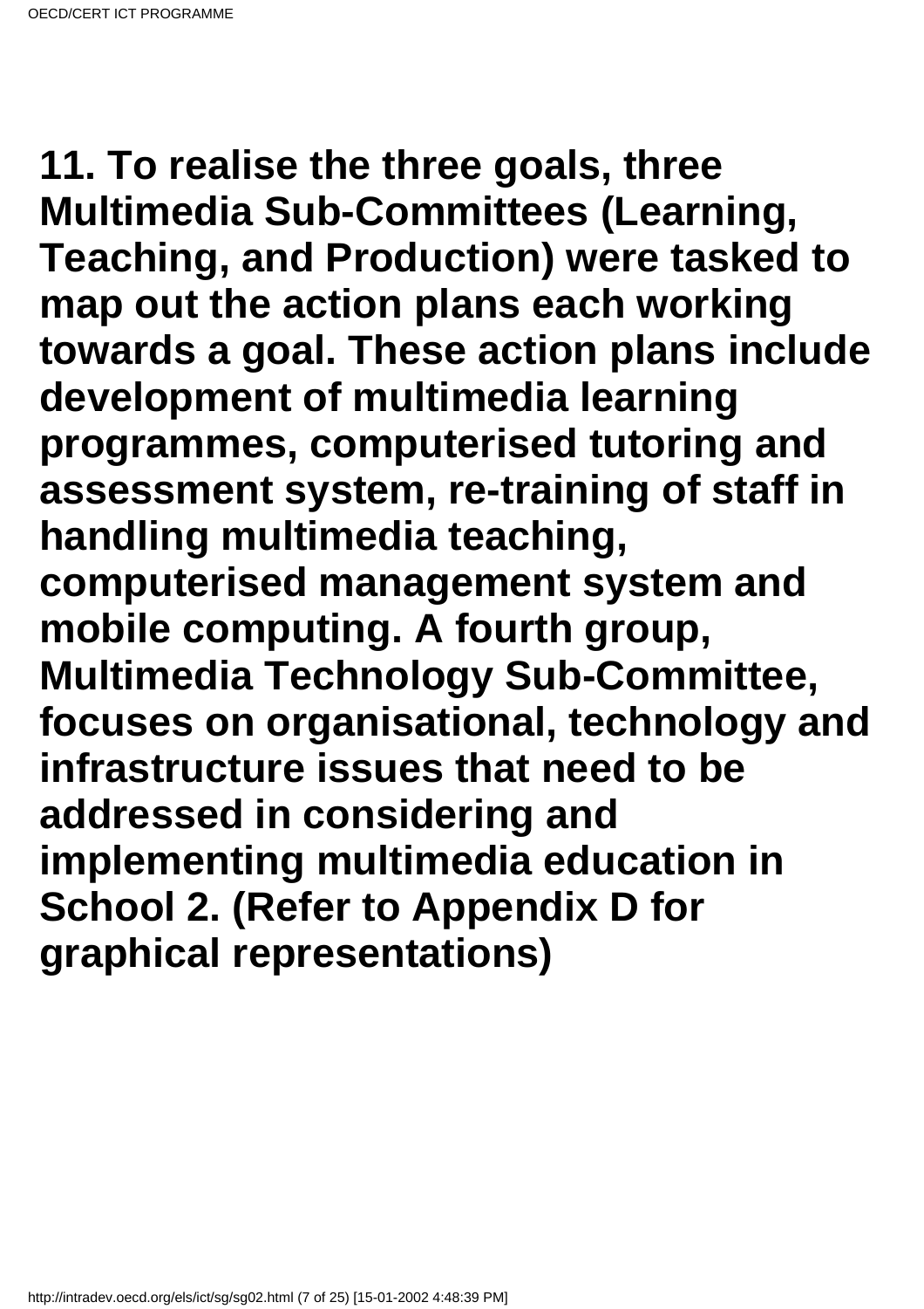**11. To realise the three goals, three Multimedia Sub-Committees (Learning, Teaching, and Production) were tasked to map out the action plans each working towards a goal. These action plans include development of multimedia learning programmes, computerised tutoring and assessment system, re-training of staff in handling multimedia teaching, computerised management system and mobile computing. A fourth group, Multimedia Technology Sub-Committee, focuses on organisational, technology and infrastructure issues that need to be addressed in considering and implementing multimedia education in School 2. (Refer to Appendix D for graphical representations)**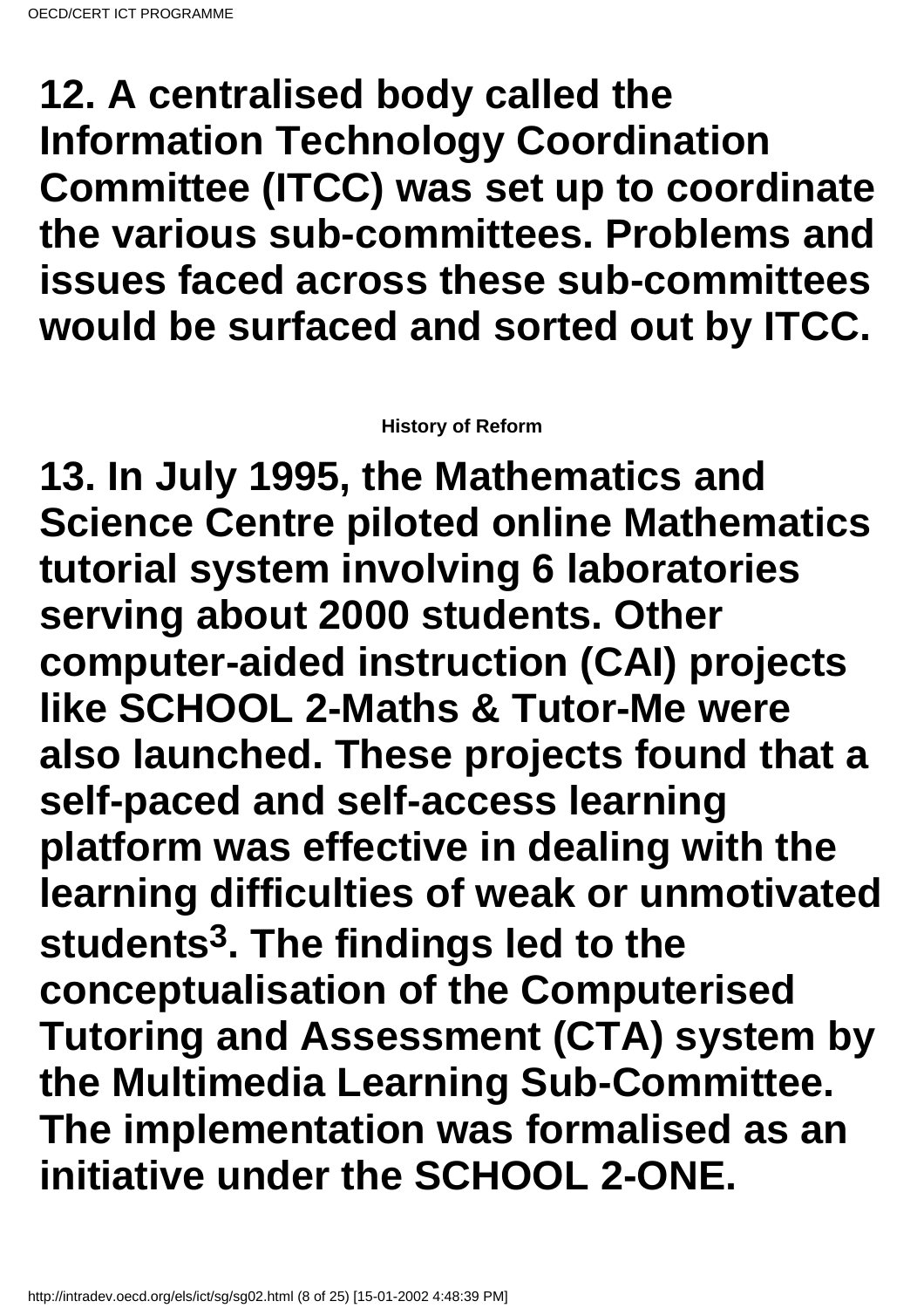**12. A centralised body called the Information Technology Coordination Committee (ITCC) was set up to coordinate the various sub-committees. Problems and issues faced across these sub-committees would be surfaced and sorted out by ITCC.**

**History of Reform**

**13. In July 1995, the Mathematics and Science Centre piloted online Mathematics tutorial system involving 6 laboratories serving about 2000 students. Other computer-aided instruction (CAI) projects like SCHOOL 2-Maths & Tutor-Me were also launched. These projects found that a self-paced and self-access learning platform was effective in dealing with the learning difficulties of weak or unmotivated students[3]. The findings led to the conceptualisation of the Computerised Tutoring and Assessment (CTA) system by the Multimedia Learning Sub-Committee. The implementation was formalised as an initiative under the SCHOOL 2-ONE.**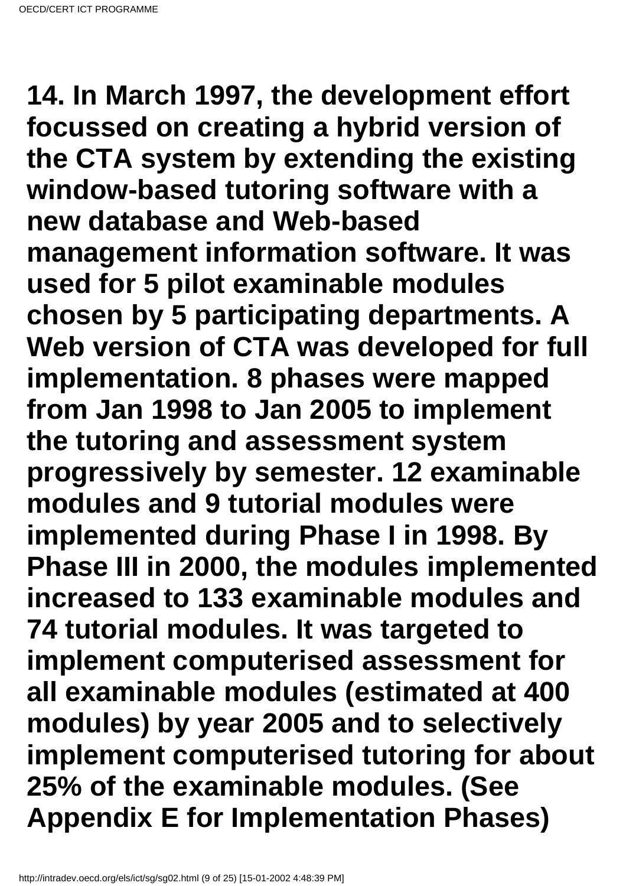**14. In March 1997, the development effort focussed on creating a hybrid version of the CTA system by extending the existing window-based tutoring software with a new database and Web-based management information software. It was used for 5 pilot examinable modules chosen by 5 participating departments. A Web version of CTA was developed for full implementation. 8 phases were mapped from Jan 1998 to Jan 2005 to implement the tutoring and assessment system progressively by semester. 12 examinable modules and 9 tutorial modules were implemented during Phase I in 1998. By Phase III in 2000, the modules implemented increased to 133 examinable modules and 74 tutorial modules. It was targeted to implement computerised assessment for all examinable modules (estimated at 400 modules) by year 2005 and to selectively implement computerised tutoring for about 25% of the examinable modules. (See Appendix E for Implementation Phases)**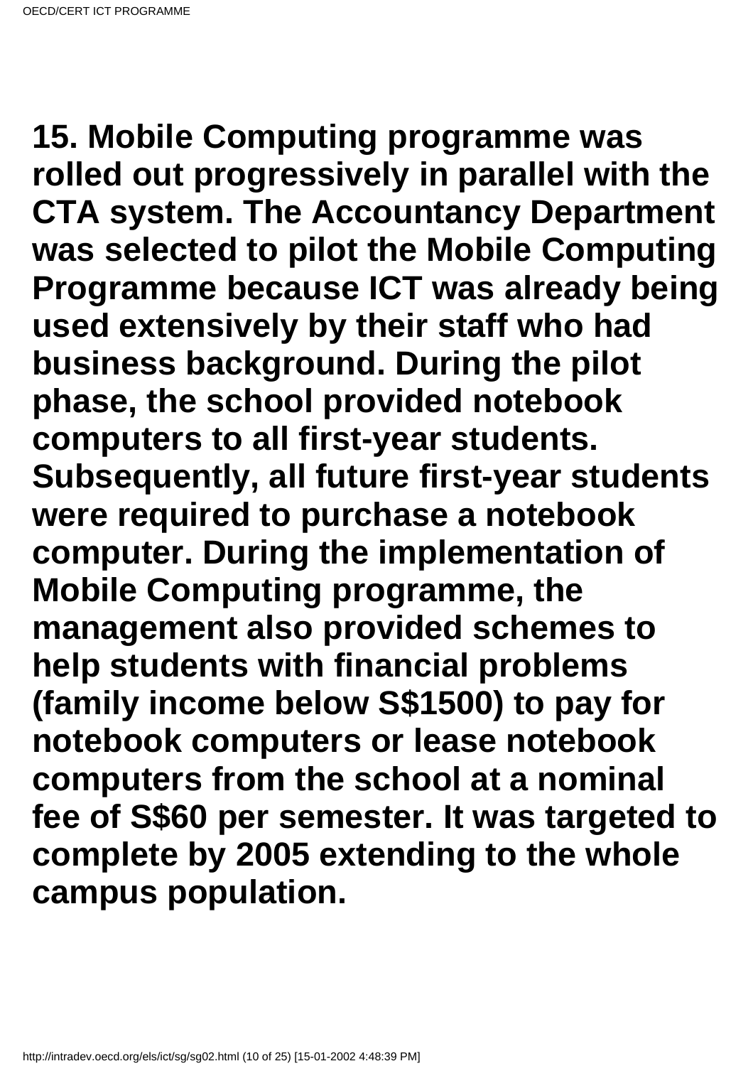**15. Mobile Computing programme was rolled out progressively in parallel with the CTA system. The Accountancy Department was selected to pilot the Mobile Computing Programme because ICT was already being used extensively by their staff who had business background. During the pilot phase, the school provided notebook computers to all first-year students. Subsequently, all future first-year students were required to purchase a notebook computer. During the implementation of Mobile Computing programme, the management also provided schemes to help students with financial problems (family income below S$1500) to pay for notebook computers or lease notebook computers from the school at a nominal fee of S$60 per semester. It was targeted to complete by 2005 extending to the whole campus population.**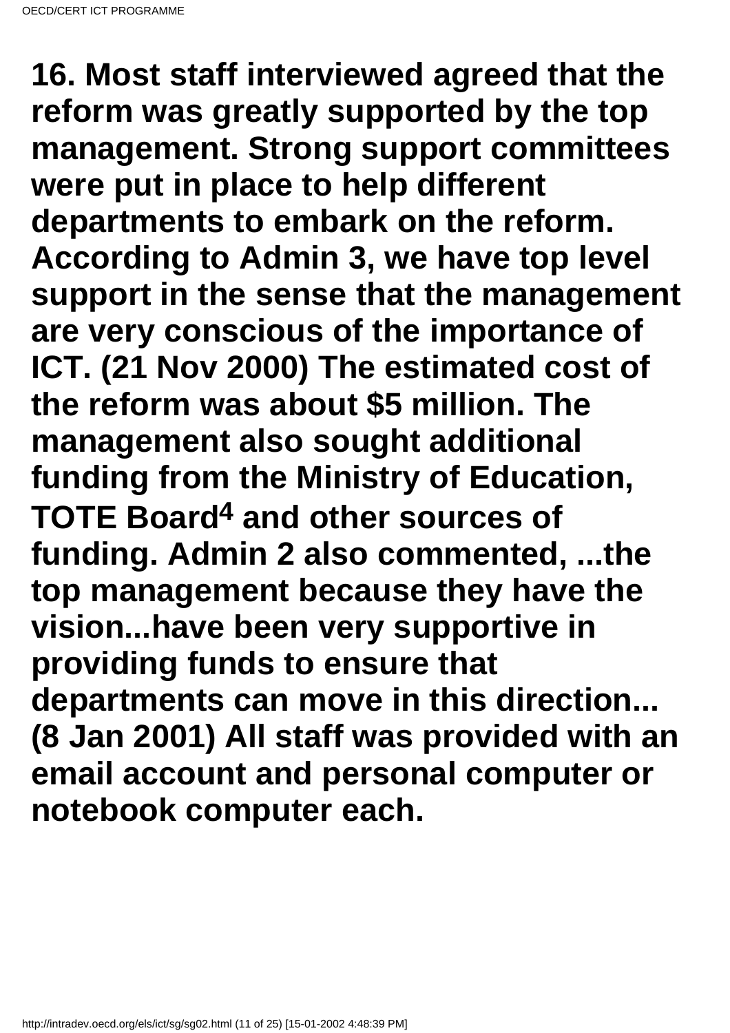**16. Most staff interviewed agreed that the reform was greatly supported by the top management. Strong support committees were put in place to help different departments to embark on the reform. According to Admin 3, we have top level support in the sense that the management are very conscious of the importance of ICT. (21 Nov 2000) The estimated cost of the reform was about $5 million. The management also sought additional funding from the Ministry of Education, TOTE Board[4] and other sources of funding. Admin 2 also commented, ...the top management because they have the vision...have been very supportive in providing funds to ensure that departments can move in this direction... (8 Jan 2001) All staff was provided with an email account and personal computer or notebook computer each.**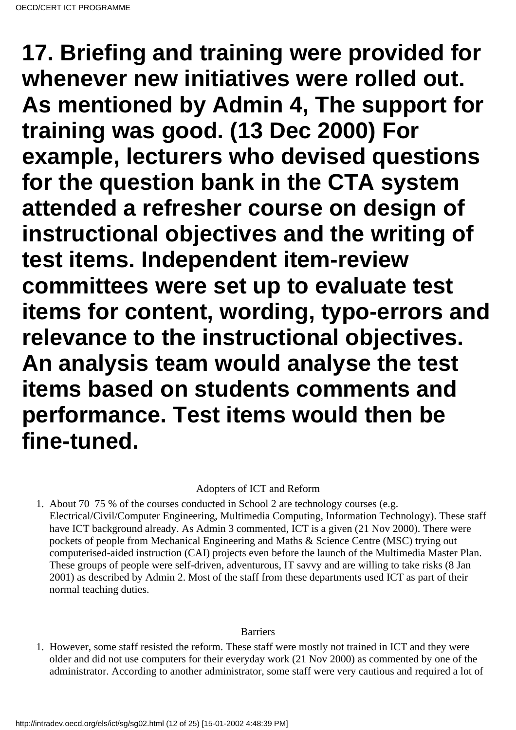**17. Briefing and training were provided for whenever new initiatives were rolled out. As mentioned by Admin 4, The support for training was good. (13 Dec 2000) For example, lecturers who devised questions for the question bank in the CTA system attended a refresher course on design of instructional objectives and the writing of test items. Independent item-review committees were set up to evaluate test items for content, wording, typo-errors and relevance to the instructional objectives. An analysis team would analyse the test items based on students comments and performance. Test items would then be fine-tuned.**

Adopters of ICT and Reform

1. About 70 75 % of the courses conducted in School 2 are technology courses (e.g. Electrical/Civil/Computer Engineering, Multimedia Computing, Information Technology). These staff have ICT background already. As Admin 3 commented, ICT is a given (21 Nov 2000). There were pockets of people from Mechanical Engineering and Maths & Science Centre (MSC) trying out computerised-aided instruction (CAI) projects even before the launch of the Multimedia Master Plan. These groups of people were self-driven, adventurous, IT savvy and are willing to take risks (8 Jan 2001) as described by Admin 2. Most of the staff from these departments used ICT as part of their normal teaching duties.

Barriers

1. However, some staff resisted the reform. These staff were mostly not trained in ICT and they were older and did not use computers for their everyday work (21 Nov 2000) as commented by one of the administrator. According to another administrator, some staff were very cautious and required a lot of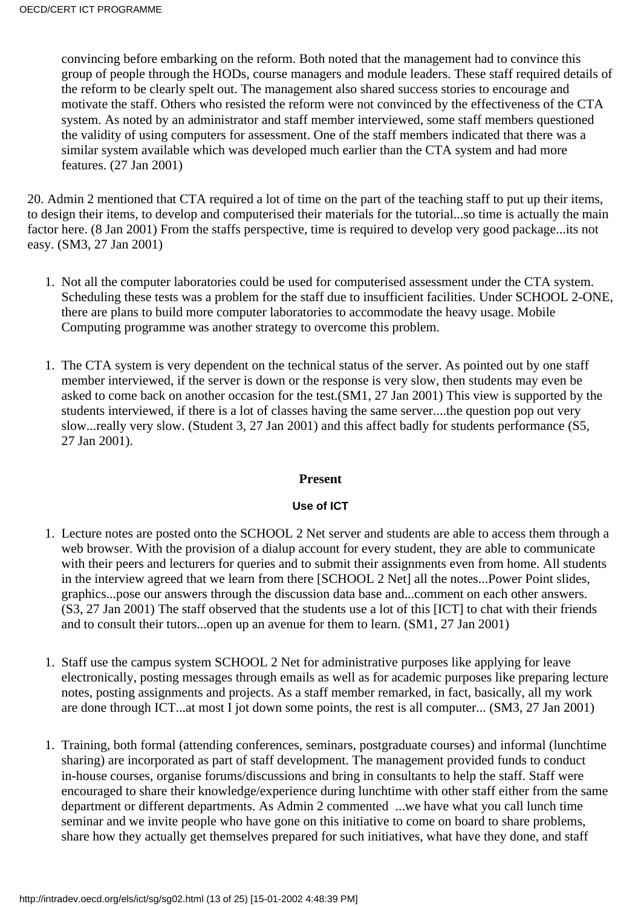convincing before embarking on the reform. Both noted that the management had to convince this group of people through the HODs, course managers and module leaders. These staff required details of the reform to be clearly spelt out. The management also shared success stories to encourage and motivate the staff. Others who resisted the reform were not convinced by the effectiveness of the CTA system. As noted by an administrator and staff member interviewed, some staff members questioned the validity of using computers for assessment. One of the staff members indicated that there was a similar system available which was developed much earlier than the CTA system and had more features. (27 Jan 2001)

20. Admin 2 mentioned that CTA required a lot of time on the part of the teaching staff to put up their items, to design their items, to develop and computerised their materials for the tutorial...so time is actually the main factor here. (8 Jan 2001) From the staffs perspective, time is required to develop very good package...its not easy. (SM3, 27 Jan 2001)

1. Not all the computer laboratories could be used for computerised assessment under the CTA system. Scheduling these tests was a problem for the staff due to insufficient facilities. Under SCHOOL 2-ONE, there are plans to build more computer laboratories to accommodate the heavy usage. Mobile Computing programme was another strategy to overcome this problem.

1. The CTA system is very dependent on the technical status of the server. As pointed out by one staff member interviewed, if the server is down or the response is very slow, then students may even be asked to come back on another occasion for the test.(SM1, 27 Jan 2001) This view is supported by the students interviewed, if there is a lot of classes having the same server....the question pop out very slow...really very slow. (Student 3, 27 Jan 2001) and this affect badly for students performance (S5, 27 Jan 2001).

**Present**

**Use of ICT**

1. Lecture notes are posted onto the SCHOOL 2 Net server and students are able to access them through a web browser. With the provision of a dialup account for every student, they are able to communicate with their peers and lecturers for queries and to submit their assignments even from home. All students in the interview agreed that we learn from there [SCHOOL 2 Net] all the notes...Power Point slides, graphics...pose our answers through the discussion data base and...comment on each other answers. (S3, 27 Jan 2001) The staff observed that the students use a lot of this [ICT] to chat with their friends and to consult their tutors...open up an avenue for them to learn. (SM1, 27 Jan 2001)

1. Staff use the campus system SCHOOL 2 Net for administrative purposes like applying for leave electronically, posting messages through emails as well as for academic purposes like preparing lecture notes, posting assignments and projects. As a staff member remarked, in fact, basically, all my work are done through ICT...at most I jot down some points, the rest is all computer... (SM3, 27 Jan 2001)

1. Training, both formal (attending conferences, seminars, postgraduate courses) and informal (lunchtime sharing) are incorporated as part of staff development. The management provided funds to conduct in-house courses, organise forums/discussions and bring in consultants to help the staff. Staff were encouraged to share their knowledge/experience during lunchtime with other staff either from the same department or different departments. As Admin 2 commented ...we have what you call lunch time seminar and we invite people who have gone on this initiative to come on board to share problems, share how they actually get themselves prepared for such initiatives, what have they done, and staff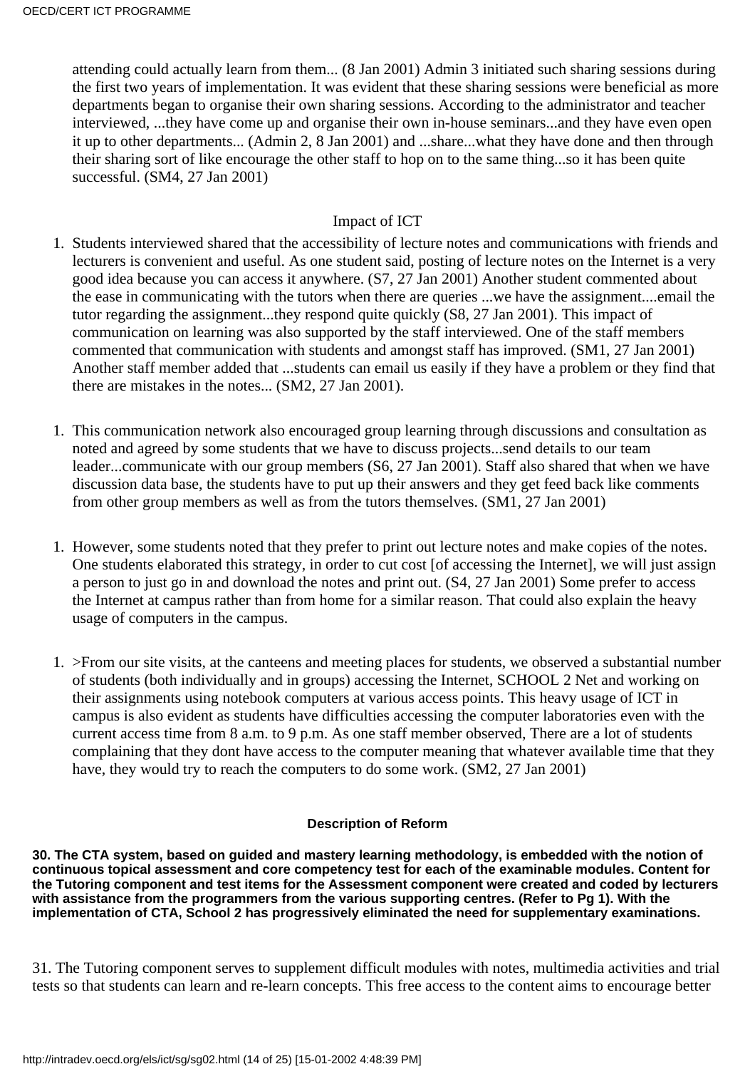attending could actually learn from them... (8 Jan 2001) Admin 3 initiated such sharing sessions during the first two years of implementation. It was evident that these sharing sessions were beneficial as more departments began to organise their own sharing sessions. According to the administrator and teacher interviewed, ...they have come up and organise their own in-house seminars...and they have even open it up to other departments... (Admin 2, 8 Jan 2001) and ...share...what they have done and then through their sharing sort of like encourage the other staff to hop on to the same thing...so it has been quite successful. (SM4, 27 Jan 2001)

Impact of ICT

1. Students interviewed shared that the accessibility of lecture notes and communications with friends and lecturers is convenient and useful. As one student said, posting of lecture notes on the Internet is a very good idea because you can access it anywhere. (S7, 27 Jan 2001) Another student commented about the ease in communicating with the tutors when there are queries ...we have the assignment....email the tutor regarding the assignment...they respond quite quickly (S8, 27 Jan 2001). This impact of communication on learning was also supported by the staff interviewed. One of the staff members commented that communication with students and amongst staff has improved. (SM1, 27 Jan 2001) Another staff member added that ...students can email us easily if they have a problem or they find that there are mistakes in the notes... (SM2, 27 Jan 2001).

1. This communication network also encouraged group learning through discussions and consultation as noted and agreed by some students that we have to discuss projects...send details to our team leader...communicate with our group members (S6, 27 Jan 2001). Staff also shared that when we have discussion data base, the students have to put up their answers and they get feed back like comments from other group members as well as from the tutors themselves. (SM1, 27 Jan 2001)

1. However, some students noted that they prefer to print out lecture notes and make copies of the notes. One students elaborated this strategy, in order to cut cost [of accessing the Internet], we will just assign a person to just go in and download the notes and print out. (S4, 27 Jan 2001) Some prefer to access the Internet at campus rather than from home for a similar reason. That could also explain the heavy usage of computers in the campus.

1. >From our site visits, at the canteens and meeting places for students, we observed a substantial number of students (both individually and in groups) accessing the Internet, SCHOOL 2 Net and working on their assignments using notebook computers at various access points. This heavy usage of ICT in campus is also evident as students have difficulties accessing the computer laboratories even with the current access time from 8 a.m. to 9 p.m. As one staff member observed, There are a lot of students complaining that they dont have access to the computer meaning that whatever available time that they have, they would try to reach the computers to do some work. (SM2, 27 Jan 2001)

**Description of Reform**

**30. The CTA system, based on guided and mastery learning methodology, is embedded with the notion of continuous topical assessment and core competency test for each of the examinable modules. Content for the Tutoring component and test items for the Assessment component were created and coded by lecturers with assistance from the programmers from the various supporting centres. (Refer to Pg 1). With the implementation of CTA, School 2 has progressively eliminated the need for supplementary examinations.**

31. The Tutoring component serves to supplement difficult modules with notes, multimedia activities and trial tests so that students can learn and re-learn concepts. This free access to the content aims to encourage better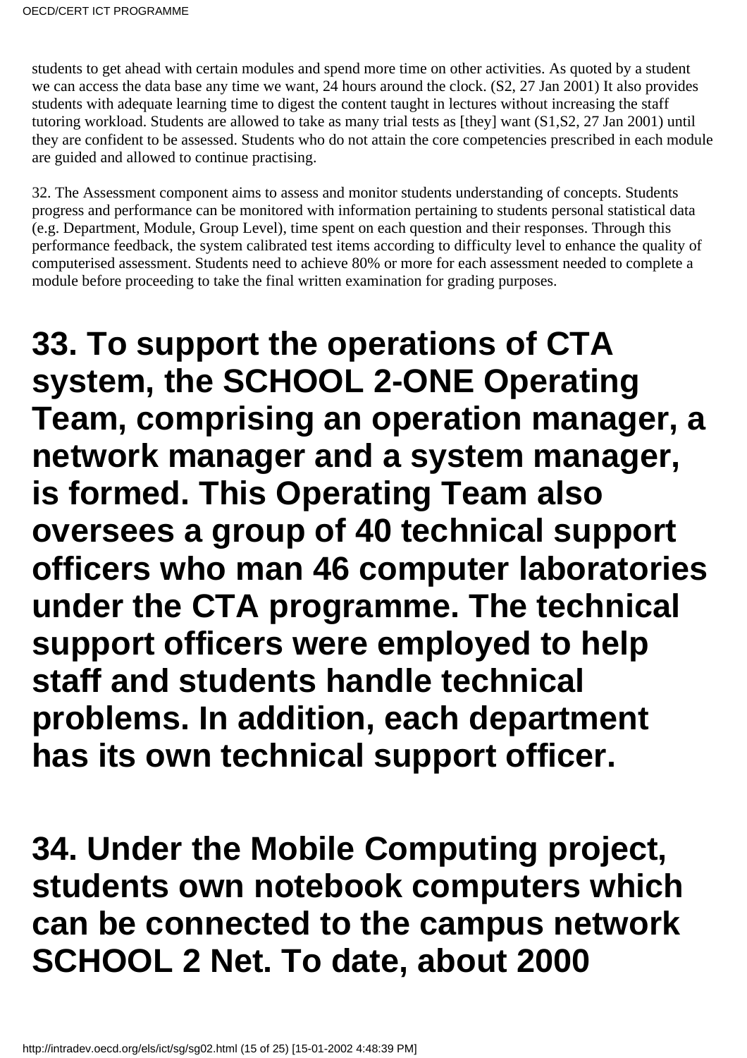students to get ahead with certain modules and spend more time on other activities. As quoted by a student we can access the data base any time we want, 24 hours around the clock. (S2, 27 Jan 2001) It also provides students with adequate learning time to digest the content taught in lectures without increasing the staff tutoring workload. Students are allowed to take as many trial tests as [they] want (S1,S2, 27 Jan 2001) until they are confident to be assessed. Students who do not attain the core competencies prescribed in each module are guided and allowed to continue practising.

32. The Assessment component aims to assess and monitor students understanding of concepts. Students progress and performance can be monitored with information pertaining to students personal statistical data (e.g. Department, Module, Group Level), time spent on each question and their responses. Through this performance feedback, the system calibrated test items according to difficulty level to enhance the quality of computerised assessment. Students need to achieve 80% or more for each assessment needed to complete a module before proceeding to take the final written examination for grading purposes.

# 33. To support the operations of CTA system, the SCHOOL 2-ONE Operating Team, comprising an operation manager, a network manager and a system manager, is formed. This Operating Team also oversees a group of 40 technical support officers who man 46 computer laboratories under the CTA programme. The technical support officers were employed to help staff and students handle technical problems. In addition, each department has its own technical support officer.

# 34. Under the Mobile Computing project, students own notebook computers which can be connected to the campus network SCHOOL 2 Net. To date, about 2000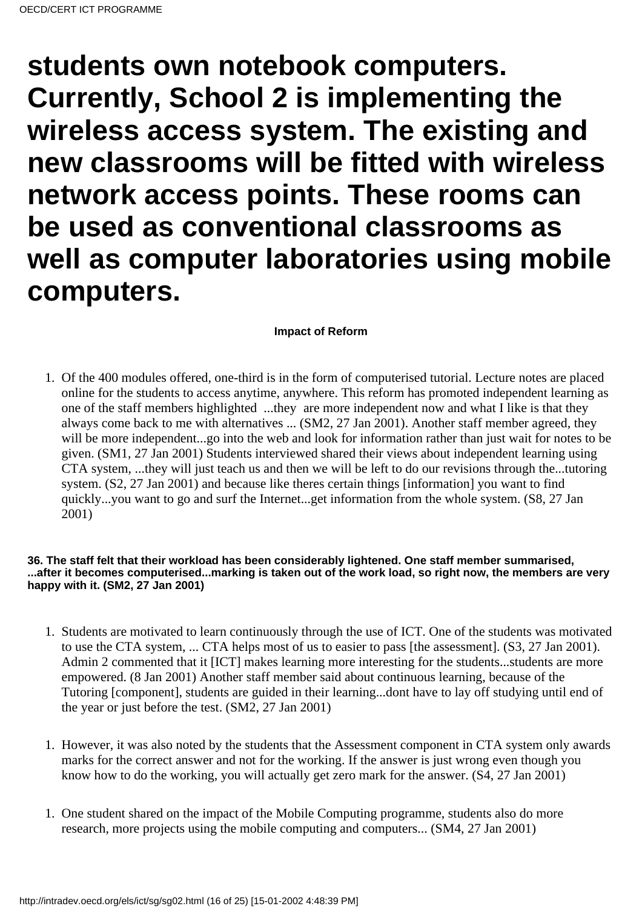# students own notebook computers. Currently, School 2 is implementing the wireless access system. The existing and new classrooms will be fitted with wireless network access points. These rooms can be used as conventional classrooms as well as computer laboratories using mobile computers.

**Impact of Reform**

1. Of the 400 modules offered, one-third is in the form of computerised tutorial. Lecture notes are placed online for the students to access anytime, anywhere. This reform has promoted independent learning as one of the staff members highlighted ...they are more independent now and what I like is that they always come back to me with alternatives ... (SM2, 27 Jan 2001). Another staff member agreed, they will be more independent...go into the web and look for information rather than just wait for notes to be given. (SM1, 27 Jan 2001) Students interviewed shared their views about independent learning using CTA system, ...they will just teach us and then we will be left to do our revisions through the...tutoring system. (S2, 27 Jan 2001) and because like theres certain things [information] you want to find quickly...you want to go and surf the Internet...get information from the whole system. (S8, 27 Jan 2001)

**36. The staff felt that their workload has been considerably lightened. One staff member summarised, ...after it becomes computerised...marking is taken out of the work load, so right now, the members are very happy with it. (SM2, 27 Jan 2001)**

1. Students are motivated to learn continuously through the use of ICT. One of the students was motivated to use the CTA system, ... CTA helps most of us to easier to pass [the assessment]. (S3, 27 Jan 2001). Admin 2 commented that it [ICT] makes learning more interesting for the students...students are more empowered. (8 Jan 2001) Another staff member said about continuous learning, because of the Tutoring [component], students are guided in their learning...dont have to lay off studying until end of the year or just before the test. (SM2, 27 Jan 2001)

1. However, it was also noted by the students that the Assessment component in CTA system only awards marks for the correct answer and not for the working. If the answer is just wrong even though you know how to do the working, you will actually get zero mark for the answer. (S4, 27 Jan 2001)

1. One student shared on the impact of the Mobile Computing programme, students also do more research, more projects using the mobile computing and computers... (SM4, 27 Jan 2001)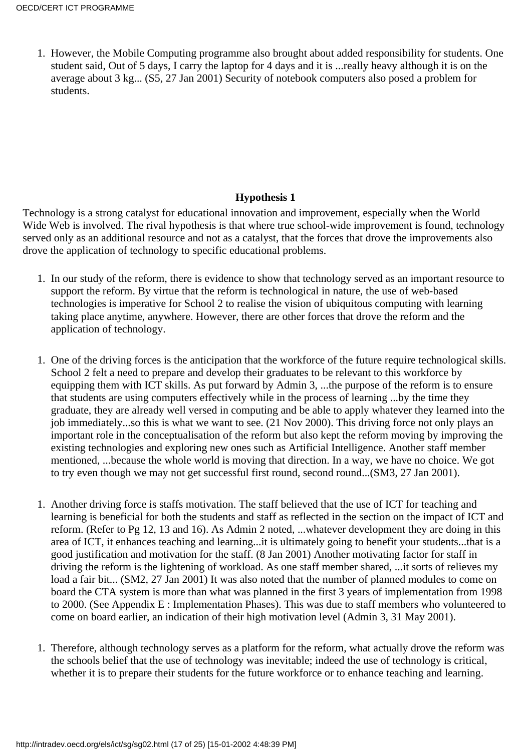1. However, the Mobile Computing programme also brought about added responsibility for students. One student said, Out of 5 days, I carry the laptop for 4 days and it is ...really heavy although it is on the average about 3 kg... (S5, 27 Jan 2001) Security of notebook computers also posed a problem for students.

**Hypothesis 1**

Technology is a strong catalyst for educational innovation and improvement, especially when the World Wide Web is involved. The rival hypothesis is that where true school-wide improvement is found, technology served only as an additional resource and not as a catalyst, that the forces that drove the improvements also drove the application of technology to specific educational problems.

1. In our study of the reform, there is evidence to show that technology served as an important resource to support the reform. By virtue that the reform is technological in nature, the use of web-based technologies is imperative for School 2 to realise the vision of ubiquitous computing with learning taking place anytime, anywhere. However, there are other forces that drove the reform and the application of technology.

1. One of the driving forces is the anticipation that the workforce of the future require technological skills. School 2 felt a need to prepare and develop their graduates to be relevant to this workforce by equipping them with ICT skills. As put forward by Admin 3, ...the purpose of the reform is to ensure that students are using computers effectively while in the process of learning ...by the time they graduate, they are already well versed in computing and be able to apply whatever they learned into the job immediately...so this is what we want to see. (21 Nov 2000). This driving force not only plays an important role in the conceptualisation of the reform but also kept the reform moving by improving the existing technologies and exploring new ones such as Artificial Intelligence. Another staff member mentioned, ...because the whole world is moving that direction. In a way, we have no choice. We got to try even though we may not get successful first round, second round...(SM3, 27 Jan 2001).

1. Another driving force is staffs motivation. The staff believed that the use of ICT for teaching and learning is beneficial for both the students and staff as reflected in the section on the impact of ICT and reform. (Refer to Pg 12, 13 and 16). As Admin 2 noted, ...whatever development they are doing in this area of ICT, it enhances teaching and learning...it is ultimately going to benefit your students...that is a good justification and motivation for the staff. (8 Jan 2001) Another motivating factor for staff in driving the reform is the lightening of workload. As one staff member shared, ...it sorts of relieves my load a fair bit... (SM2, 27 Jan 2001) It was also noted that the number of planned modules to come on board the CTA system is more than what was planned in the first 3 years of implementation from 1998 to 2000. (See Appendix E : Implementation Phases). This was due to staff members who volunteered to come on board earlier, an indication of their high motivation level (Admin 3, 31 May 2001).

1. Therefore, although technology serves as a platform for the reform, what actually drove the reform was the schools belief that the use of technology was inevitable; indeed the use of technology is critical, whether it is to prepare their students for the future workforce or to enhance teaching and learning.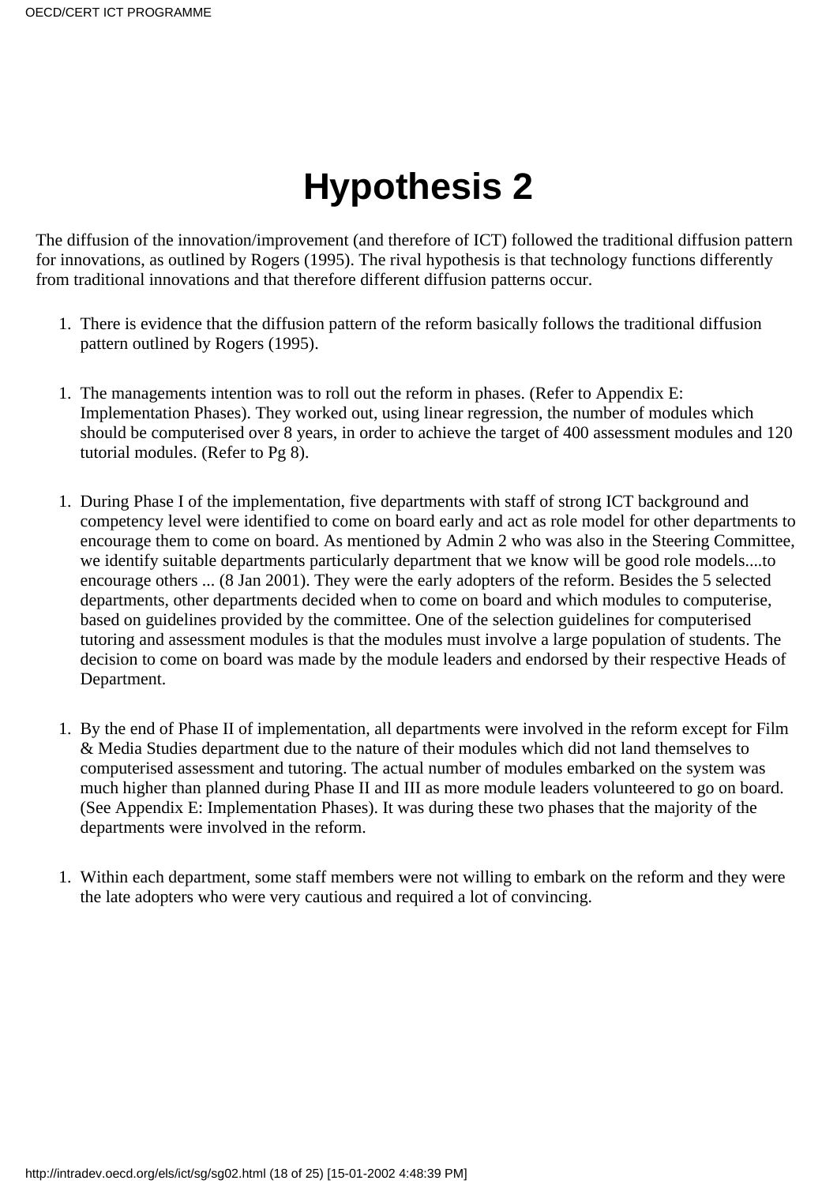# Hypothesis 2

The diffusion of the innovation/improvement (and therefore of ICT) followed the traditional diffusion pattern for innovations, as outlined by Rogers (1995). The rival hypothesis is that technology functions differently from traditional innovations and that therefore different diffusion patterns occur.

1. There is evidence that the diffusion pattern of the reform basically follows the traditional diffusion pattern outlined by Rogers (1995).

1. The managements intention was to roll out the reform in phases. (Refer to Appendix E: Implementation Phases). They worked out, using linear regression, the number of modules which should be computerised over 8 years, in order to achieve the target of 400 assessment modules and 120 tutorial modules. (Refer to Pg 8).

1. During Phase I of the implementation, five departments with staff of strong ICT background and competency level were identified to come on board early and act as role model for other departments to encourage them to come on board. As mentioned by Admin 2 who was also in the Steering Committee, we identify suitable departments particularly department that we know will be good role models....to encourage others ... (8 Jan 2001). They were the early adopters of the reform. Besides the 5 selected departments, other departments decided when to come on board and which modules to computerise, based on guidelines provided by the committee. One of the selection guidelines for computerised tutoring and assessment modules is that the modules must involve a large population of students. The decision to come on board was made by the module leaders and endorsed by their respective Heads of Department.

1. By the end of Phase II of implementation, all departments were involved in the reform except for Film & Media Studies department due to the nature of their modules which did not land themselves to computerised assessment and tutoring. The actual number of modules embarked on the system was much higher than planned during Phase II and III as more module leaders volunteered to go on board. (See Appendix E: Implementation Phases). It was during these two phases that the majority of the departments were involved in the reform.

1. Within each department, some staff members were not willing to embark on the reform and they were the late adopters who were very cautious and required a lot of convincing.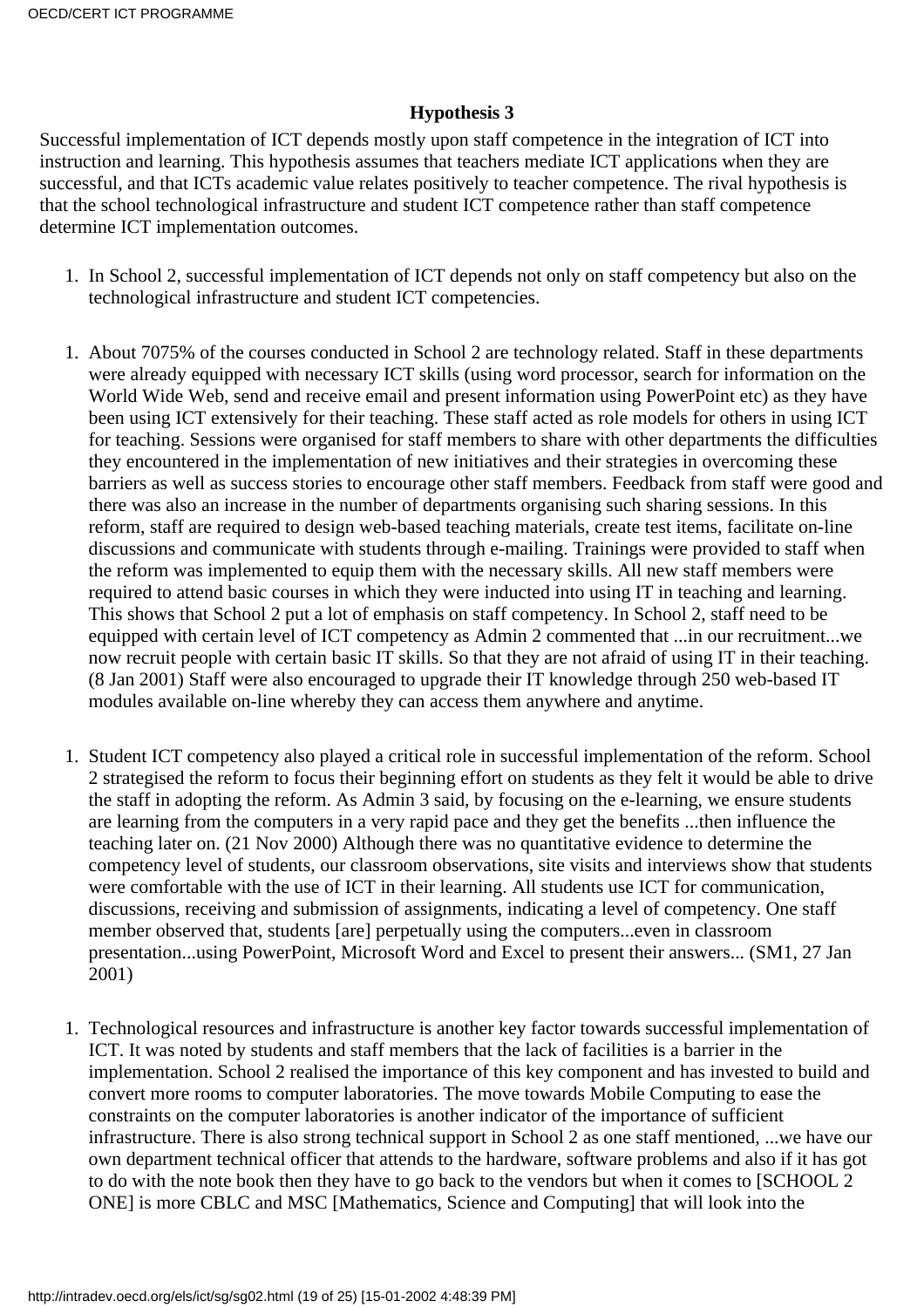**Hypothesis 3**

Successful implementation of ICT depends mostly upon staff competence in the integration of ICT into instruction and learning. This hypothesis assumes that teachers mediate ICT applications when they are successful, and that ICTs academic value relates positively to teacher competence. The rival hypothesis is that the school technological infrastructure and student ICT competence rather than staff competence determine ICT implementation outcomes.

1. In School 2, successful implementation of ICT depends not only on staff competency but also on the technological infrastructure and student ICT competencies.

1. About 7075% of the courses conducted in School 2 are technology related. Staff in these departments were already equipped with necessary ICT skills (using word processor, search for information on the World Wide Web, send and receive email and present information using PowerPoint etc) as they have been using ICT extensively for their teaching. These staff acted as role models for others in using ICT for teaching. Sessions were organised for staff members to share with other departments the difficulties they encountered in the implementation of new initiatives and their strategies in overcoming these barriers as well as success stories to encourage other staff members. Feedback from staff were good and there was also an increase in the number of departments organising such sharing sessions. In this reform, staff are required to design web-based teaching materials, create test items, facilitate on-line discussions and communicate with students through e-mailing. Trainings were provided to staff when the reform was implemented to equip them with the necessary skills. All new staff members were required to attend basic courses in which they were inducted into using IT in teaching and learning. This shows that School 2 put a lot of emphasis on staff competency. In School 2, staff need to be equipped with certain level of ICT competency as Admin 2 commented that ...in our recruitment...we now recruit people with certain basic IT skills. So that they are not afraid of using IT in their teaching. (8 Jan 2001) Staff were also encouraged to upgrade their IT knowledge through 250 web-based IT modules available on-line whereby they can access them anywhere and anytime.

1. Student ICT competency also played a critical role in successful implementation of the reform. School 2 strategised the reform to focus their beginning effort on students as they felt it would be able to drive the staff in adopting the reform. As Admin 3 said, by focusing on the e-learning, we ensure students are learning from the computers in a very rapid pace and they get the benefits ...then influence the teaching later on. (21 Nov 2000) Although there was no quantitative evidence to determine the competency level of students, our classroom observations, site visits and interviews show that students were comfortable with the use of ICT in their learning. All students use ICT for communication, discussions, receiving and submission of assignments, indicating a level of competency. One staff member observed that, students [are] perpetually using the computers...even in classroom presentation...using PowerPoint, Microsoft Word and Excel to present their answers... (SM1, 27 Jan 2001)

1. Technological resources and infrastructure is another key factor towards successful implementation of ICT. It was noted by students and staff members that the lack of facilities is a barrier in the implementation. School 2 realised the importance of this key component and has invested to build and convert more rooms to computer laboratories. The move towards Mobile Computing to ease the constraints on the computer laboratories is another indicator of the importance of sufficient infrastructure. There is also strong technical support in School 2 as one staff mentioned, ...we have our own department technical officer that attends to the hardware, software problems and also if it has got to do with the note book then they have to go back to the vendors but when it comes to [SCHOOL 2 ONE] is more CBLC and MSC [Mathematics, Science and Computing] that will look into the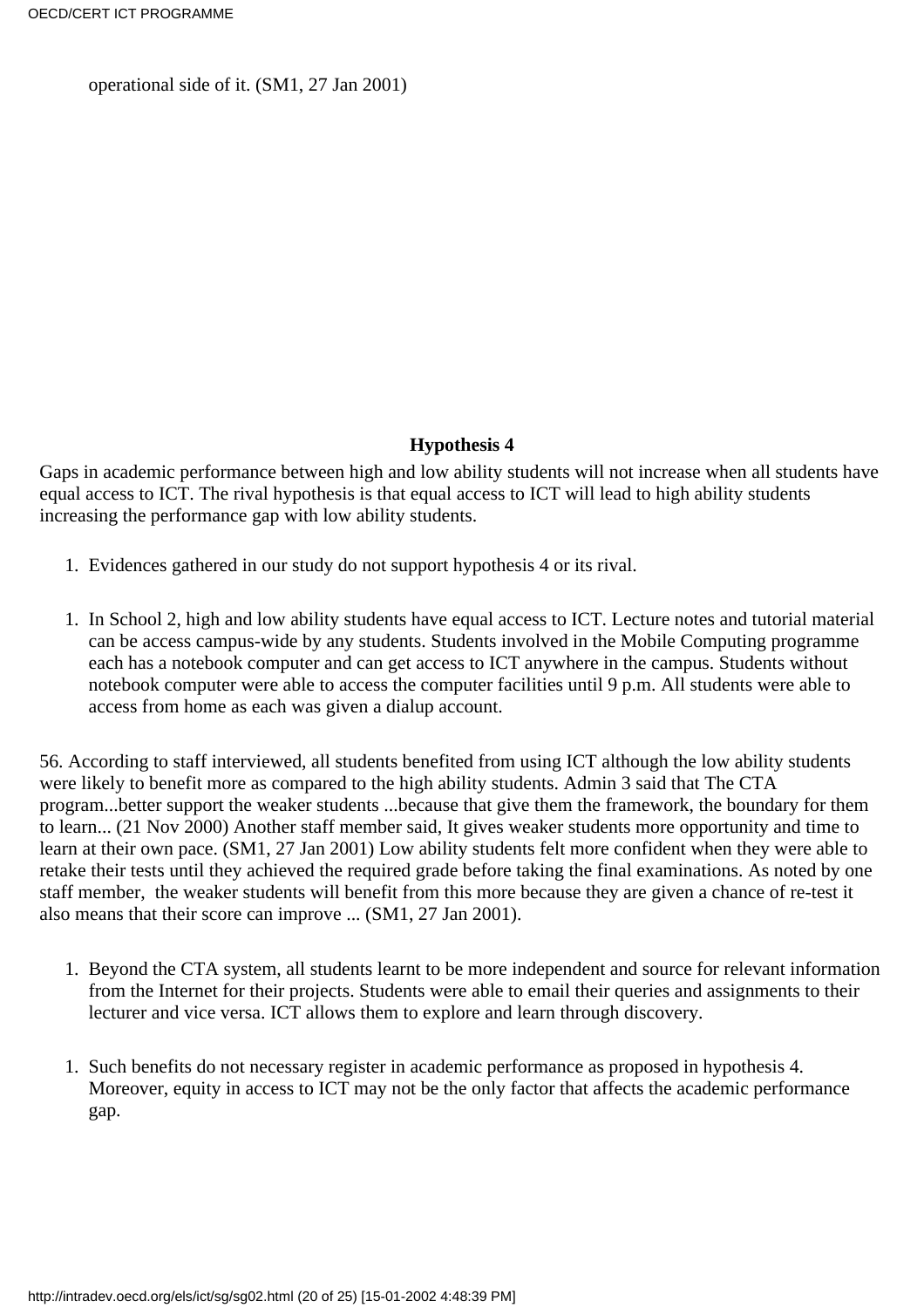operational side of it. (SM1, 27 Jan 2001)

**Hypothesis 4**

Gaps in academic performance between high and low ability students will not increase when all students have equal access to ICT. The rival hypothesis is that equal access to ICT will lead to high ability students increasing the performance gap with low ability students.

1. Evidences gathered in our study do not support hypothesis 4 or its rival.

1. In School 2, high and low ability students have equal access to ICT. Lecture notes and tutorial material can be access campus-wide by any students. Students involved in the Mobile Computing programme each has a notebook computer and can get access to ICT anywhere in the campus. Students without notebook computer were able to access the computer facilities until 9 p.m. All students were able to access from home as each was given a dialup account.

56. According to staff interviewed, all students benefited from using ICT although the low ability students were likely to benefit more as compared to the high ability students. Admin 3 said that The CTA program...better support the weaker students ...because that give them the framework, the boundary for them to learn... (21 Nov 2000) Another staff member said, It gives weaker students more opportunity and time to learn at their own pace. (SM1, 27 Jan 2001) Low ability students felt more confident when they were able to retake their tests until they achieved the required grade before taking the final examinations. As noted by one staff member, the weaker students will benefit from this more because they are given a chance of re-test it also means that their score can improve ... (SM1, 27 Jan 2001).

1. Beyond the CTA system, all students learnt to be more independent and source for relevant information from the Internet for their projects. Students were able to email their queries and assignments to their lecturer and vice versa. ICT allows them to explore and learn through discovery.

1. Such benefits do not necessary register in academic performance as proposed in hypothesis 4. Moreover, equity in access to ICT may not be the only factor that affects the academic performance gap.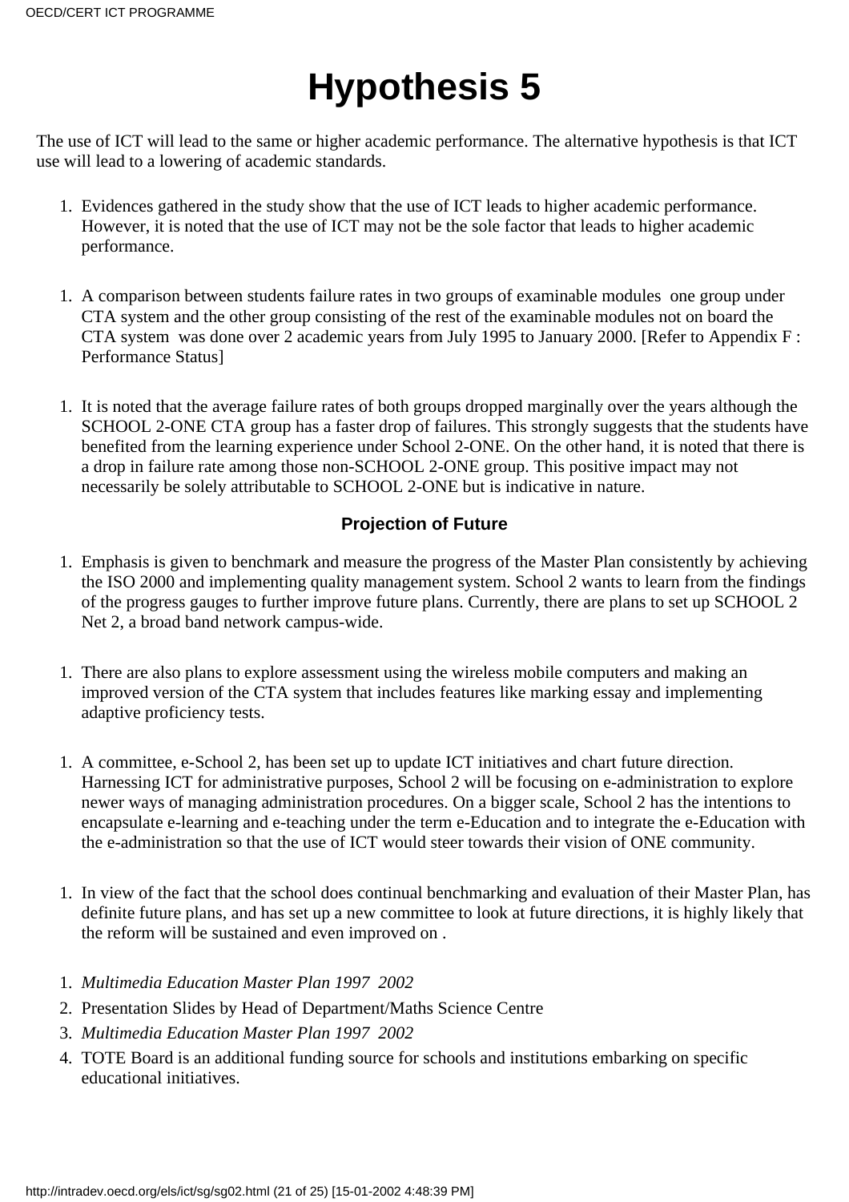# Hypothesis 5

The use of ICT will lead to the same or higher academic performance. The alternative hypothesis is that ICT use will lead to a lowering of academic standards.

1. Evidences gathered in the study show that the use of ICT leads to higher academic performance. However, it is noted that the use of ICT may not be the sole factor that leads to higher academic performance.

1. A comparison between students failure rates in two groups of examinable modules  one group under CTA system and the other group consisting of the rest of the examinable modules not on board the CTA system  was done over 2 academic years from July 1995 to January 2000. [Refer to Appendix F : Performance Status]

1. It is noted that the average failure rates of both groups dropped marginally over the years although the SCHOOL 2-ONE CTA group has a faster drop of failures. This strongly suggests that the students have benefited from the learning experience under School 2-ONE. On the other hand, it is noted that there is a drop in failure rate among those non-SCHOOL 2-ONE group. This positive impact may not necessarily be solely attributable to SCHOOL 2-ONE but is indicative in nature.

### Projection of Future

1. Emphasis is given to benchmark and measure the progress of the Master Plan consistently by achieving the ISO 2000 and implementing quality management system. School 2 wants to learn from the findings of the progress gauges to further improve future plans. Currently, there are plans to set up SCHOOL 2 Net 2, a broad band network campus-wide.

1. There are also plans to explore assessment using the wireless mobile computers and making an improved version of the CTA system that includes features like marking essay and implementing adaptive proficiency tests.

1. A committee, e-School 2, has been set up to update ICT initiatives and chart future direction. Harnessing ICT for administrative purposes, School 2 will be focusing on e-administration to explore newer ways of managing administration procedures. On a bigger scale, School 2 has the intentions to encapsulate e-learning and e-teaching under the term e-Education and to integrate the e-Education with the e-administration so that the use of ICT would steer towards their vision of ONE community.

1. In view of the fact that the school does continual benchmarking and evaluation of their Master Plan, has definite future plans, and has set up a new committee to look at future directions, it is highly likely that the reform will be sustained and even improved on .

1. *Multimedia Education Master Plan 1997  2002*
2. Presentation Slides by Head of Department/Maths Science Centre
3. *Multimedia Education Master Plan 1997  2002*
4. TOTE Board is an additional funding source for schools and institutions embarking on specific educational initiatives.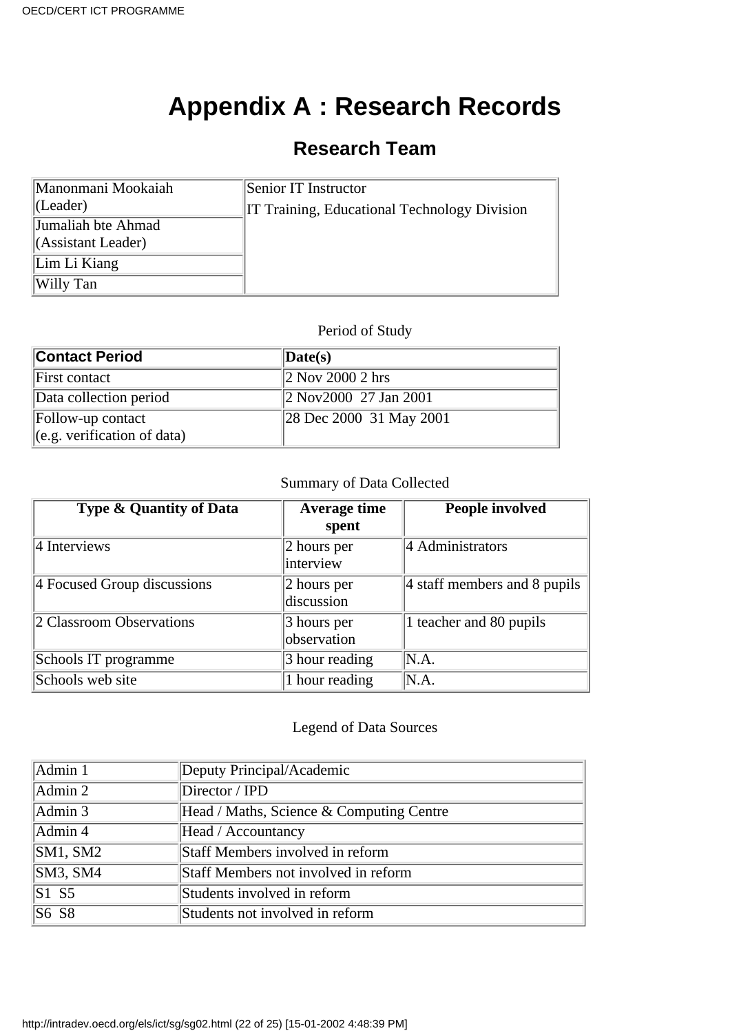# Appendix A : Research Records

## Research Team

| | |
|---|---|
| Manonmani Mookaiah (Leader) | Senior IT Instructor<br>IT Training, Educational Technology Division |
| Jumaliah bte Ahmad (Assistant Leader) | |
| Lim Li Kiang | |
| Willy Tan | |

Period of Study

| Contact Period | Date(s) |
|---|---|
| First contact | 2 Nov 2000 2 hrs |
| Data collection period | 2 Nov2000 27 Jan 2001 |
| Follow-up contact (e.g. verification of data) | 28 Dec 2000 31 May 2001 |

Summary of Data Collected

| Type & Quantity of Data | Average time spent | People involved |
|---|---|---|
| 4 Interviews | 2 hours per interview | 4 Administrators |
| 4 Focused Group discussions | 2 hours per discussion | 4 staff members and 8 pupils |
| 2 Classroom Observations | 3 hours per observation | 1 teacher and 80 pupils |
| Schools IT programme | 3 hour reading | N.A. |
| Schools web site | 1 hour reading | N.A. |

Legend of Data Sources

| | |
|---|---|
| Admin 1 | Deputy Principal/Academic |
| Admin 2 | Director / IPD |
| Admin 3 | Head / Maths, Science & Computing Centre |
| Admin 4 | Head / Accountancy |
| SM1, SM2 | Staff Members involved in reform |
| SM3, SM4 | Staff Members not involved in reform |
| S1 S5 | Students involved in reform |
| S6 S8 | Students not involved in reform |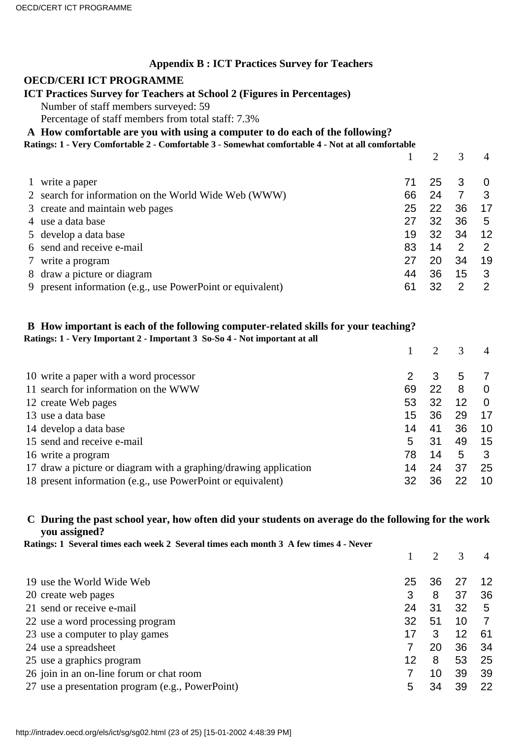## Appendix B : ICT Practices Survey for Teachers

**OECD/CERI ICT PROGRAMME**

**ICT Practices Survey for Teachers at School 2 (Figures in Percentages)**

Number of staff members surveyed: 59

Percentage of staff members from total staff: 7.3%

**A How comfortable are you with using a computer to do each of the following?**

**Ratings: 1 - Very Comfortable 2 - Comfortable 3 - Somewhat comfortable 4 - Not at all comfortable**

| | | 1 | 2 | 3 | 4 |
|---|---|---|---|---|---|
| 1 | write a paper | 71 | 25 | 3 | 0 |
| 2 | search for information on the World Wide Web (WWW) | 66 | 24 | 7 | 3 |
| 3 | create and maintain web pages | 25 | 22 | 36 | 17 |
| 4 | use a data base | 27 | 32 | 36 | 5 |
| 5 | develop a data base | 19 | 32 | 34 | 12 |
| 6 | send and receive e-mail | 83 | 14 | 2 | 2 |
| 7 | write a program | 27 | 20 | 34 | 19 |
| 8 | draw a picture or diagram | 44 | 36 | 15 | 3 |
| 9 | present information (e.g., use PowerPoint or equivalent) | 61 | 32 | 2 | 2 |

**B How important is each of the following computer-related skills for your teaching?**

**Ratings: 1 - Very Important 2 - Important 3 So-So 4 - Not important at all**

| | | 1 | 2 | 3 | 4 |
|---|---|---|---|---|---|
| 10 | write a paper with a word processor | 2 | 3 | 5 | 7 |
| 11 | search for information on the WWW | 69 | 22 | 8 | 0 |
| 12 | create Web pages | 53 | 32 | 12 | 0 |
| 13 | use a data base | 15 | 36 | 29 | 17 |
| 14 | develop a data base | 14 | 41 | 36 | 10 |
| 15 | send and receive e-mail | 5 | 31 | 49 | 15 |
| 16 | write a program | 78 | 14 | 5 | 3 |
| 17 | draw a picture or diagram with a graphing/drawing application | 14 | 24 | 37 | 25 |
| 18 | present information (e.g., use PowerPoint or equivalent) | 32 | 36 | 22 | 10 |

**C During the past school year, how often did your students on average do the following for the work you assigned?**

**Ratings: 1 Several times each week 2 Several times each month 3 A few times 4 - Never**

| | | 1 | 2 | 3 | 4 |
|---|---|---|---|---|---|
| 19 | use the World Wide Web | 25 | 36 | 27 | 12 |
| 20 | create web pages | 3 | 8 | 37 | 36 |
| 21 | send or receive e-mail | 24 | 31 | 32 | 5 |
| 22 | use a word processing program | 32 | 51 | 10 | 7 |
| 23 | use a computer to play games | 17 | 3 | 12 | 61 |
| 24 | use a spreadsheet | 7 | 20 | 36 | 34 |
| 25 | use a graphics program | 12 | 8 | 53 | 25 |
| 26 | join in an on-line forum or chat room | 7 | 10 | 39 | 39 |
| 27 | use a presentation program (e.g., PowerPoint) | 5 | 34 | 39 | 22 |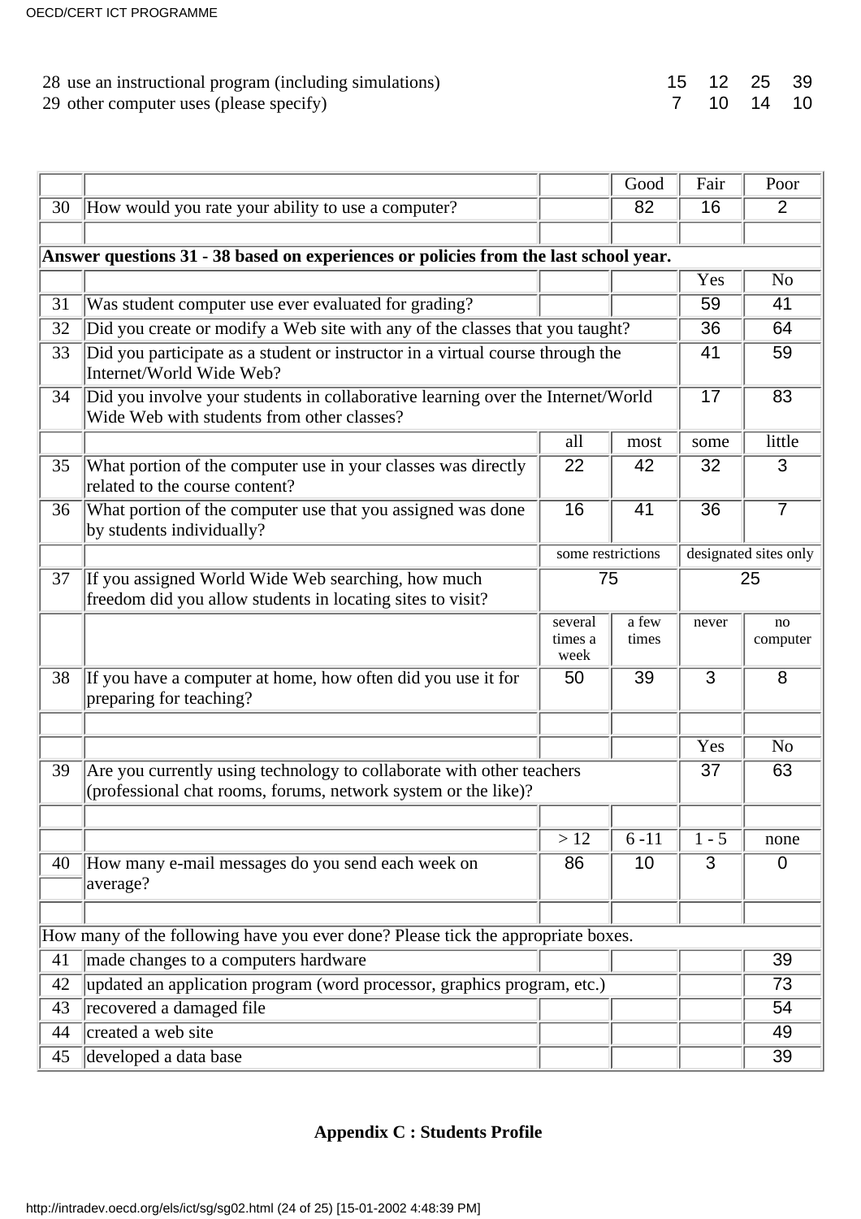| | | | | | |
|---|---|---|---|---|---|
| 28 | use an instructional program (including simulations) | 15 | 12 | 25 | 39 |
| 29 | other computer uses (please specify) | 7 | 10 | 14 | 10 |

| | | | Good | Fair | Poor |
|---|---|---|---|---|---|
| 30 | How would you rate your ability to use a computer? | | 82 | 16 | 2 |
| | | | | | |
| **Answer questions 31 - 38 based on experiences or policies from the last school year.** | | | | | |
| | | | | Yes | No |
| 31 | Was student computer use ever evaluated for grading? | | | 59 | 41 |
| 32 | Did you create or modify a Web site with any of the classes that you taught? | | | 36 | 64 |
| 33 | Did you participate as a student or instructor in a virtual course through the Internet/World Wide Web? | | | 41 | 59 |
| 34 | Did you involve your students in collaborative learning over the Internet/World Wide Web with students from other classes? | | | 17 | 83 |
| | | all | most | some | little |
| 35 | What portion of the computer use in your classes was directly related to the course content? | 22 | 42 | 32 | 3 |
| 36 | What portion of the computer use that you assigned was done by students individually? | 16 | 41 | 36 | 7 |
| | | some restrictions | | designated sites only | |
| 37 | If you assigned World Wide Web searching, how much freedom did you allow students in locating sites to visit? | 75 | | 25 | |
| | | several times a week | a few times | never | no computer |
| 38 | If you have a computer at home, how often did you use it for preparing for teaching? | 50 | 39 | 3 | 8 |
| | | | | | |
| | | | | Yes | No |
| 39 | Are you currently using technology to collaborate with other teachers (professional chat rooms, forums, network system or the like)? | | | 37 | 63 |
| | | | | | |
| | | > 12 | 6 -11 | 1 - 5 | none |
| 40 | How many e-mail messages do you send each week on average? | 86 | 10 | 3 | 0 |
| | | | | | |
| How many of the following have you ever done? Please tick the appropriate boxes. | | | | | |
| 41 | made changes to a computers hardware | | | | 39 |
| 42 | updated an application program (word processor, graphics program, etc.) | | | | 73 |
| 43 | recovered a damaged file | | | | 54 |
| 44 | created a web site | | | | 49 |
| 45 | developed a data base | | | | 39 |

## Appendix C : Students Profile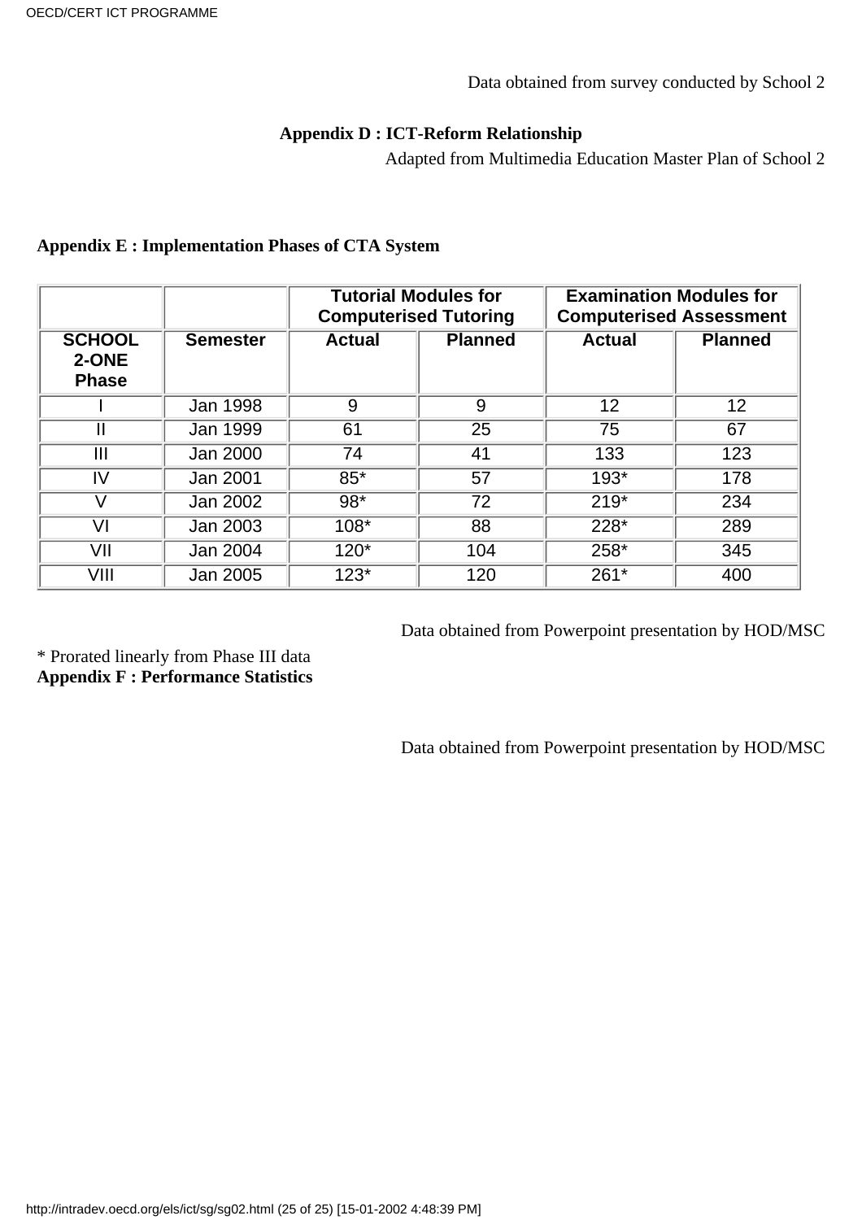Data obtained from survey conducted by School 2

**Appendix D : ICT-Reform Relationship**

Adapted from Multimedia Education Master Plan of School 2

**Appendix E : Implementation Phases of CTA System**

| | | Tutorial Modules for Computerised Tutoring | | Examination Modules for Computerised Assessment | |
|---|---|---|---|---|---|
| **SCHOOL 2-ONE Phase** | **Semester** | **Actual** | **Planned** | **Actual** | **Planned** |
| I | Jan 1998 | 9 | 9 | 12 | 12 |
| II | Jan 1999 | 61 | 25 | 75 | 67 |
| III | Jan 2000 | 74 | 41 | 133 | 123 |
| IV | Jan 2001 | 85* | 57 | 193* | 178 |
| V | Jan 2002 | 98* | 72 | 219* | 234 |
| VI | Jan 2003 | 108* | 88 | 228* | 289 |
| VII | Jan 2004 | 120* | 104 | 258* | 345 |
| VIII | Jan 2005 | 123* | 120 | 261* | 400 |

Data obtained from Powerpoint presentation by HOD/MSC

* Prorated linearly from Phase III data

**Appendix F : Performance Statistics**

Data obtained from Powerpoint presentation by HOD/MSC